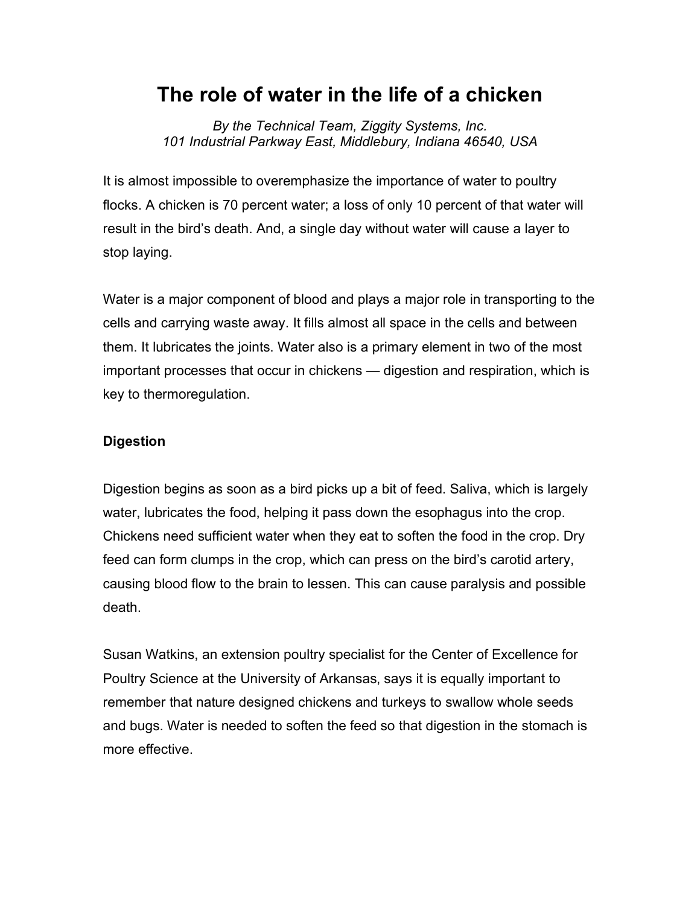# The role of water in the life of a chicken

*By the Technical Team, Ziggity Systems, Inc.*
*101 Industrial Parkway East, Middlebury, Indiana 46540, USA*

It is almost impossible to overemphasize the importance of water to poultry flocks. A chicken is 70 percent water; a loss of only 10 percent of that water will result in the bird's death. And, a single day without water will cause a layer to stop laying.

Water is a major component of blood and plays a major role in transporting to the cells and carrying waste away. It fills almost all space in the cells and between them. It lubricates the joints. Water also is a primary element in two of the most important processes that occur in chickens — digestion and respiration, which is key to thermoregulation.

**Digestion**

Digestion begins as soon as a bird picks up a bit of feed. Saliva, which is largely water, lubricates the food, helping it pass down the esophagus into the crop. Chickens need sufficient water when they eat to soften the food in the crop. Dry feed can form clumps in the crop, which can press on the bird's carotid artery, causing blood flow to the brain to lessen. This can cause paralysis and possible death.

Susan Watkins, an extension poultry specialist for the Center of Excellence for Poultry Science at the University of Arkansas, says it is equally important to remember that nature designed chickens and turkeys to swallow whole seeds and bugs. Water is needed to soften the feed so that digestion in the stomach is more effective.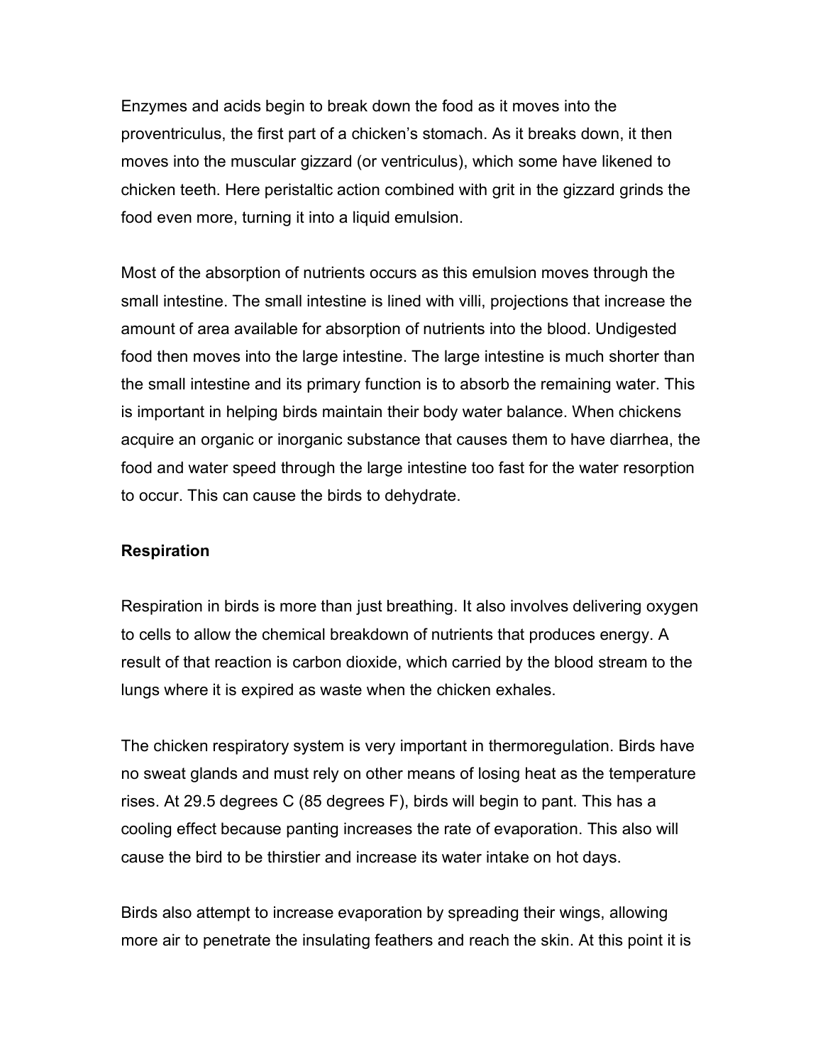Enzymes and acids begin to break down the food as it moves into the proventriculus, the first part of a chicken's stomach. As it breaks down, it then moves into the muscular gizzard (or ventriculus), which some have likened to chicken teeth. Here peristaltic action combined with grit in the gizzard grinds the food even more, turning it into a liquid emulsion.

Most of the absorption of nutrients occurs as this emulsion moves through the small intestine. The small intestine is lined with villi, projections that increase the amount of area available for absorption of nutrients into the blood. Undigested food then moves into the large intestine. The large intestine is much shorter than the small intestine and its primary function is to absorb the remaining water. This is important in helping birds maintain their body water balance. When chickens acquire an organic or inorganic substance that causes them to have diarrhea, the food and water speed through the large intestine too fast for the water resorption to occur. This can cause the birds to dehydrate.

**Respiration**

Respiration in birds is more than just breathing. It also involves delivering oxygen to cells to allow the chemical breakdown of nutrients that produces energy. A result of that reaction is carbon dioxide, which carried by the blood stream to the lungs where it is expired as waste when the chicken exhales.

The chicken respiratory system is very important in thermoregulation. Birds have no sweat glands and must rely on other means of losing heat as the temperature rises. At 29.5 degrees C (85 degrees F), birds will begin to pant. This has a cooling effect because panting increases the rate of evaporation. This also will cause the bird to be thirstier and increase its water intake on hot days.

Birds also attempt to increase evaporation by spreading their wings, allowing more air to penetrate the insulating feathers and reach the skin. At this point it is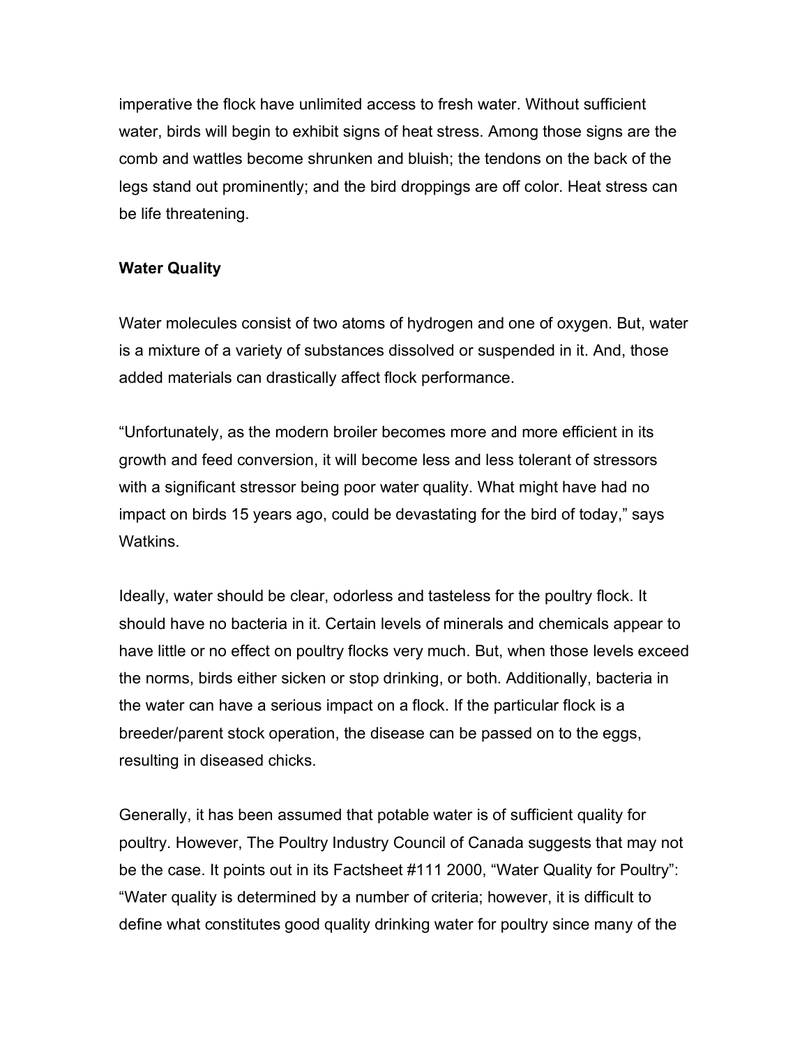imperative the flock have unlimited access to fresh water. Without sufficient water, birds will begin to exhibit signs of heat stress. Among those signs are the comb and wattles become shrunken and bluish; the tendons on the back of the legs stand out prominently; and the bird droppings are off color. Heat stress can be life threatening.

**Water Quality**

Water molecules consist of two atoms of hydrogen and one of oxygen. But, water is a mixture of a variety of substances dissolved or suspended in it. And, those added materials can drastically affect flock performance.

“Unfortunately, as the modern broiler becomes more and more efficient in its growth and feed conversion, it will become less and less tolerant of stressors with a significant stressor being poor water quality. What might have had no impact on birds 15 years ago, could be devastating for the bird of today,” says Watkins.

Ideally, water should be clear, odorless and tasteless for the poultry flock. It should have no bacteria in it. Certain levels of minerals and chemicals appear to have little or no effect on poultry flocks very much. But, when those levels exceed the norms, birds either sicken or stop drinking, or both. Additionally, bacteria in the water can have a serious impact on a flock. If the particular flock is a breeder/parent stock operation, the disease can be passed on to the eggs, resulting in diseased chicks.

Generally, it has been assumed that potable water is of sufficient quality for poultry. However, The Poultry Industry Council of Canada suggests that may not be the case. It points out in its Factsheet #111 2000, “Water Quality for Poultry”: “Water quality is determined by a number of criteria; however, it is difficult to define what constitutes good quality drinking water for poultry since many of the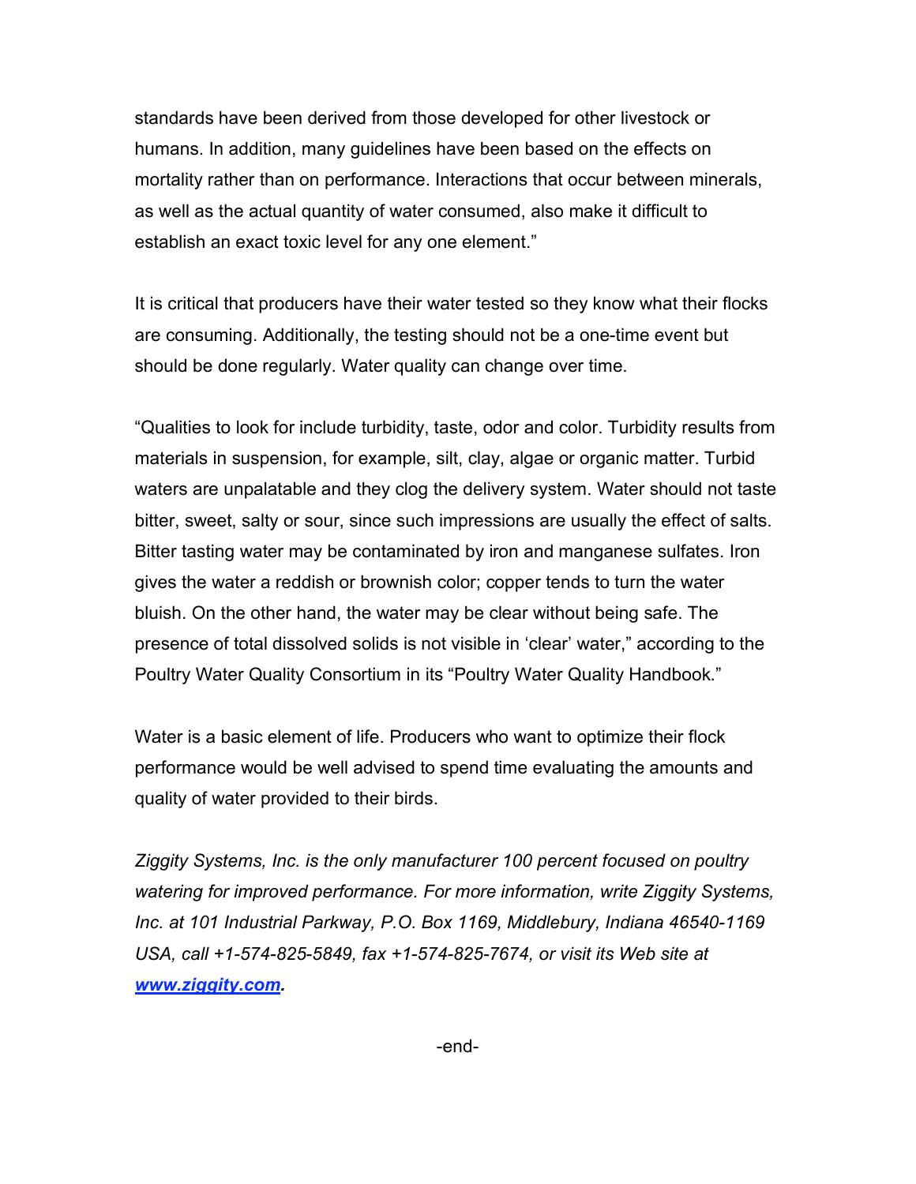standards have been derived from those developed for other livestock or humans. In addition, many guidelines have been based on the effects on mortality rather than on performance. Interactions that occur between minerals, as well as the actual quantity of water consumed, also make it difficult to establish an exact toxic level for any one element."

It is critical that producers have their water tested so they know what their flocks are consuming. Additionally, the testing should not be a one-time event but should be done regularly. Water quality can change over time.

"Qualities to look for include turbidity, taste, odor and color. Turbidity results from materials in suspension, for example, silt, clay, algae or organic matter. Turbid waters are unpalatable and they clog the delivery system. Water should not taste bitter, sweet, salty or sour, since such impressions are usually the effect of salts. Bitter tasting water may be contaminated by iron and manganese sulfates. Iron gives the water a reddish or brownish color; copper tends to turn the water bluish. On the other hand, the water may be clear without being safe. The presence of total dissolved solids is not visible in 'clear' water," according to the Poultry Water Quality Consortium in its "Poultry Water Quality Handbook."

Water is a basic element of life. Producers who want to optimize their flock performance would be well advised to spend time evaluating the amounts and quality of water provided to their birds.

*Ziggity Systems, Inc. is the only manufacturer 100 percent focused on poultry watering for improved performance. For more information, write Ziggity Systems, Inc. at 101 Industrial Parkway, P.O. Box 1169, Middlebury, Indiana 46540-1169 USA, call +1-574-825-5849, fax +1-574-825-7674, or visit its Web site at **www.ziggity.com**.*

-end-